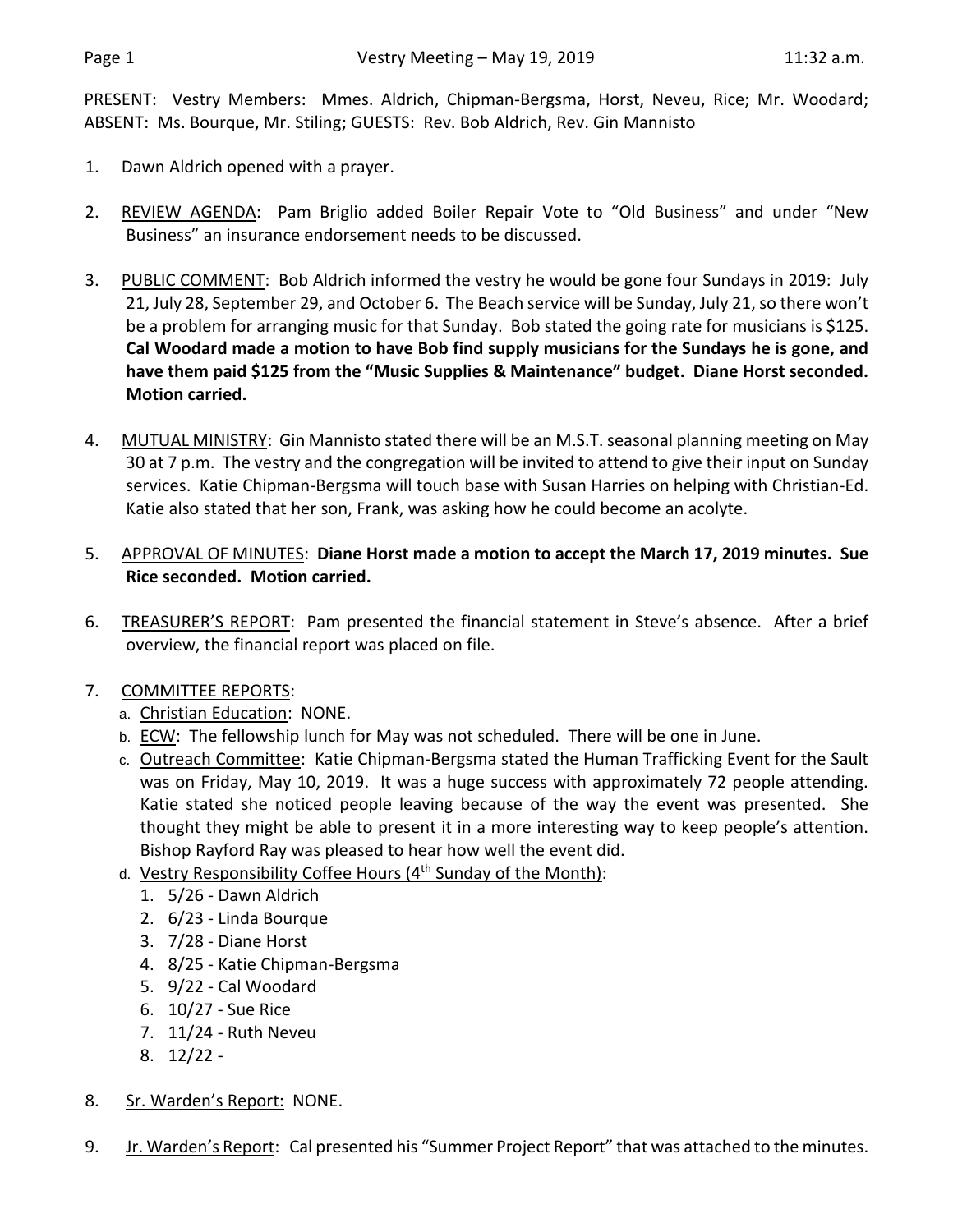Vestry Meeting – May 19, 2019 11:32 a.m.

PRESENT: Vestry Members: Mmes. Aldrich, Chipman-Bergsma, Horst, Neveu, Rice; Mr. Woodard; ABSENT: Ms. Bourque, Mr. Stiling; GUESTS: Rev. Bob Aldrich, Rev. Gin Mannisto

1. Dawn Aldrich opened with a prayer.

2. REVIEW AGENDA: Pam Briglio added Boiler Repair Vote to "Old Business" and under "New Business" an insurance endorsement needs to be discussed.

3. PUBLIC COMMENT: Bob Aldrich informed the vestry he would be gone four Sundays in 2019: July 21, July 28, September 29, and October 6. The Beach service will be Sunday, July 21, so there won't be a problem for arranging music for that Sunday. Bob stated the going rate for musicians is $125. **Cal Woodard made a motion to have Bob find supply musicians for the Sundays he is gone, and have them paid $125 from the "Music Supplies & Maintenance" budget. Diane Horst seconded. Motion carried.**

4. MUTUAL MINISTRY: Gin Mannisto stated there will be an M.S.T. seasonal planning meeting on May 30 at 7 p.m. The vestry and the congregation will be invited to attend to give their input on Sunday services. Katie Chipman-Bergsma will touch base with Susan Harries on helping with Christian-Ed. Katie also stated that her son, Frank, was asking how he could become an acolyte.

5. APPROVAL OF MINUTES: **Diane Horst made a motion to accept the March 17, 2019 minutes. Sue Rice seconded. Motion carried.**

6. TREASURER'S REPORT: Pam presented the financial statement in Steve's absence. After a brief overview, the financial report was placed on file.

7. COMMITTEE REPORTS:
   a. Christian Education: NONE.
   b. ECW: The fellowship lunch for May was not scheduled. There will be one in June.
   c. Outreach Committee: Katie Chipman-Bergsma stated the Human Trafficking Event for the Sault was on Friday, May 10, 2019. It was a huge success with approximately 72 people attending. Katie stated she noticed people leaving because of the way the event was presented. She thought they might be able to present it in a more interesting way to keep people's attention. Bishop Rayford Ray was pleased to hear how well the event did.
   d. Vestry Responsibility Coffee Hours (4th Sunday of the Month):
      1. 5/26 - Dawn Aldrich
      2. 6/23 - Linda Bourque
      3. 7/28 - Diane Horst
      4. 8/25 - Katie Chipman-Bergsma
      5. 9/22 - Cal Woodard
      6. 10/27 - Sue Rice
      7. 11/24 - Ruth Neveu
      8. 12/22 -

8. Sr. Warden's Report: NONE.

9. Jr. Warden's Report: Cal presented his "Summer Project Report" that was attached to the minutes.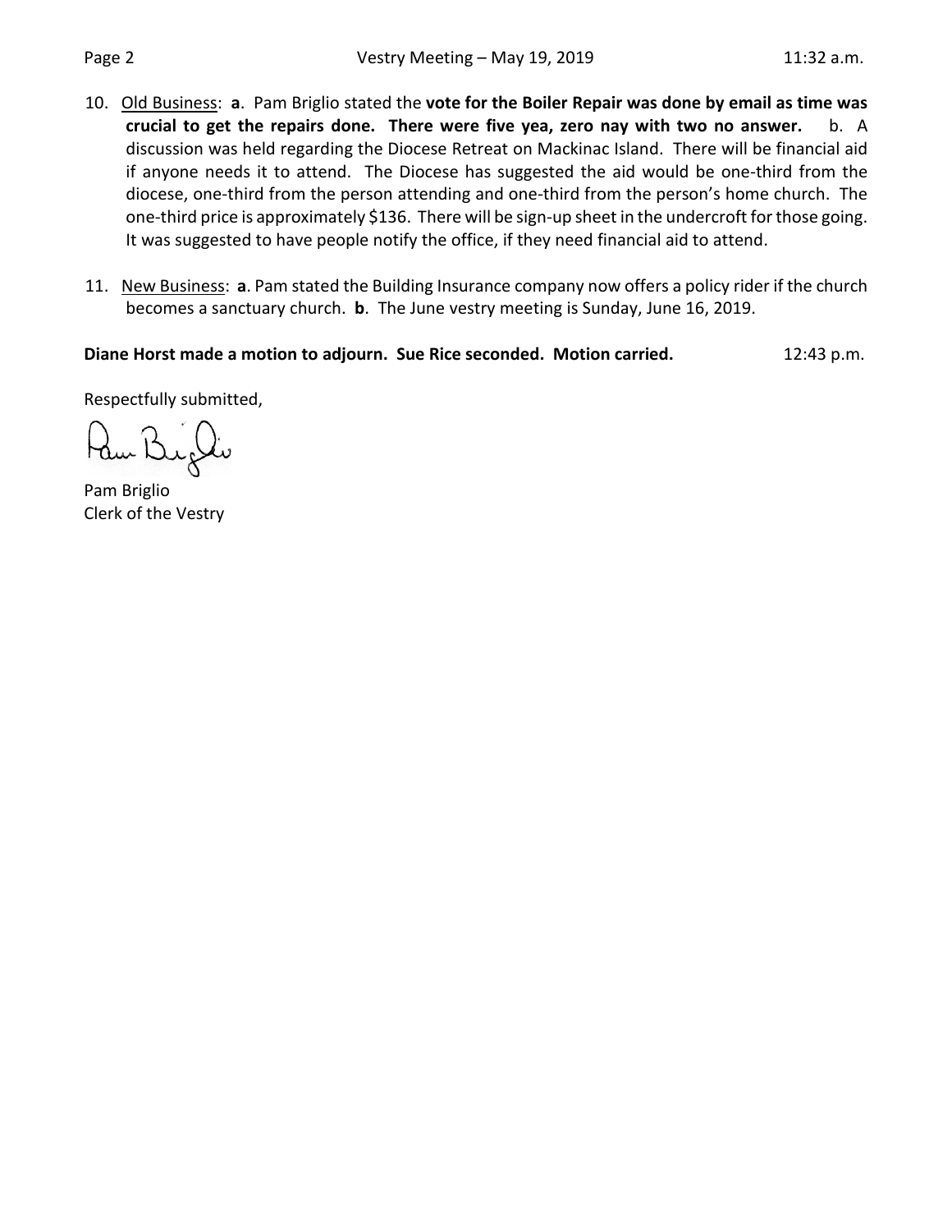10. Old Business: **a**. Pam Briglio stated the **vote for the Boiler Repair was done by email as time was crucial to get the repairs done. There were five yea, zero nay with two no answer.** b. A discussion was held regarding the Diocese Retreat on Mackinac Island. There will be financial aid if anyone needs it to attend. The Diocese has suggested the aid would be one-third from the diocese, one-third from the person attending and one-third from the person's home church. The one-third price is approximately $136. There will be sign-up sheet in the undercroft for those going. It was suggested to have people notify the office, if they need financial aid to attend.

11. New Business: **a**. Pam stated the Building Insurance company now offers a policy rider if the church becomes a sanctuary church. **b**. The June vestry meeting is Sunday, June 16, 2019.

**Diane Horst made a motion to adjourn. Sue Rice seconded. Motion carried.** 12:43 p.m.

Respectfully submitted,

Pam Briglio

Pam Briglio
Clerk of the Vestry